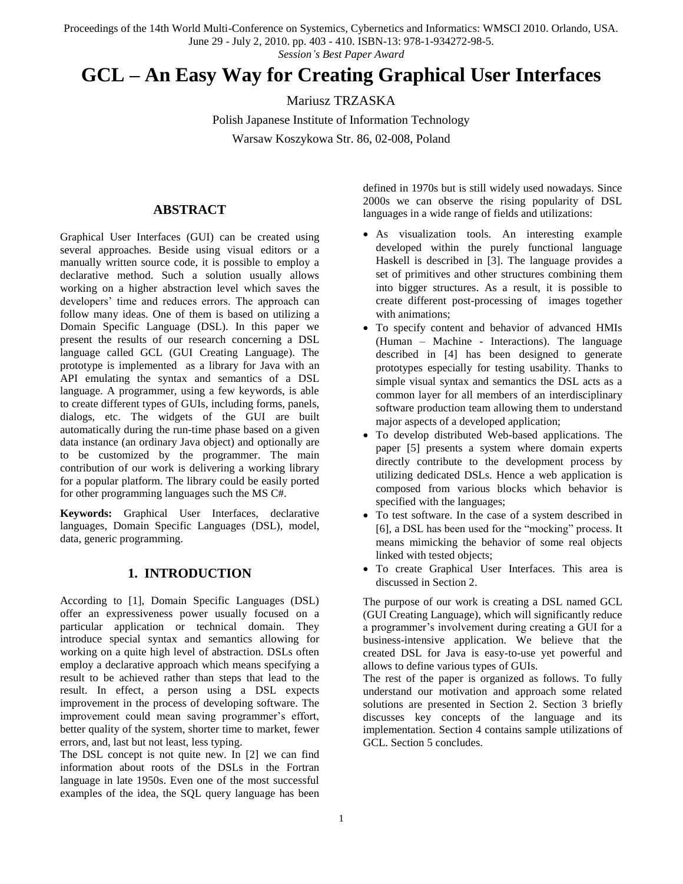Proceedings of the 14th World Multi-Conference on Systemics, Cybernetics and Informatics: WMSCI 2010. Orlando, USA. June 29 - July 2, 2010. pp. 403 - 410. ISBN-13: 978-1-934272-98-5.

*Session's Best Paper Award*

# GCL – An Easy Way for Creating Graphical User Interfaces

Mariusz TRZASKA

Polish Japanese Institute of Information Technology

Warsaw Koszykowa Str. 86, 02-008, Poland

## ABSTRACT

Graphical User Interfaces (GUI) can be created using several approaches. Beside using visual editors or a manually written source code, it is possible to employ a declarative method. Such a solution usually allows working on a higher abstraction level which saves the developers' time and reduces errors. The approach can follow many ideas. One of them is based on utilizing a Domain Specific Language (DSL). In this paper we present the results of our research concerning a DSL language called GCL (GUI Creating Language). The prototype is implemented as a library for Java with an API emulating the syntax and semantics of a DSL language. A programmer, using a few keywords, is able to create different types of GUIs, including forms, panels, dialogs, etc. The widgets of the GUI are built automatically during the run-time phase based on a given data instance (an ordinary Java object) and optionally are to be customized by the programmer. The main contribution of our work is delivering a working library for a popular platform. The library could be easily ported for other programming languages such the MS C#.

**Keywords:** Graphical User Interfaces, declarative languages, Domain Specific Languages (DSL), model, data, generic programming.

## 1. INTRODUCTION

According to [1], Domain Specific Languages (DSL) offer an expressiveness power usually focused on a particular application or technical domain. They introduce special syntax and semantics allowing for working on a quite high level of abstraction. DSLs often employ a declarative approach which means specifying a result to be achieved rather than steps that lead to the result. In effect, a person using a DSL expects improvement in the process of developing software. The improvement could mean saving programmer's effort, better quality of the system, shorter time to market, fewer errors, and, last but not least, less typing.

The DSL concept is not quite new. In [2] we can find information about roots of the DSLs in the Fortran language in late 1950s. Even one of the most successful examples of the idea, the SQL query language has been defined in 1970s but is still widely used nowadays. Since 2000s we can observe the rising popularity of DSL languages in a wide range of fields and utilizations:

- As visualization tools. An interesting example developed within the purely functional language Haskell is described in [3]. The language provides a set of primitives and other structures combining them into bigger structures. As a result, it is possible to create different post-processing of images together with animations;
- To specify content and behavior of advanced HMIs (Human – Machine - Interactions). The language described in [4] has been designed to generate prototypes especially for testing usability. Thanks to simple visual syntax and semantics the DSL acts as a common layer for all members of an interdisciplinary software production team allowing them to understand major aspects of a developed application;
- To develop distributed Web-based applications. The paper [5] presents a system where domain experts directly contribute to the development process by utilizing dedicated DSLs. Hence a web application is composed from various blocks which behavior is specified with the languages;
- To test software. In the case of a system described in [6], a DSL has been used for the "mocking" process. It means mimicking the behavior of some real objects linked with tested objects;
- To create Graphical User Interfaces. This area is discussed in Section 2.

The purpose of our work is creating a DSL named GCL (GUI Creating Language), which will significantly reduce a programmer's involvement during creating a GUI for a business-intensive application. We believe that the created DSL for Java is easy-to-use yet powerful and allows to define various types of GUIs.

The rest of the paper is organized as follows. To fully understand our motivation and approach some related solutions are presented in Section 2. Section 3 briefly discusses key concepts of the language and its implementation. Section 4 contains sample utilizations of GCL. Section 5 concludes.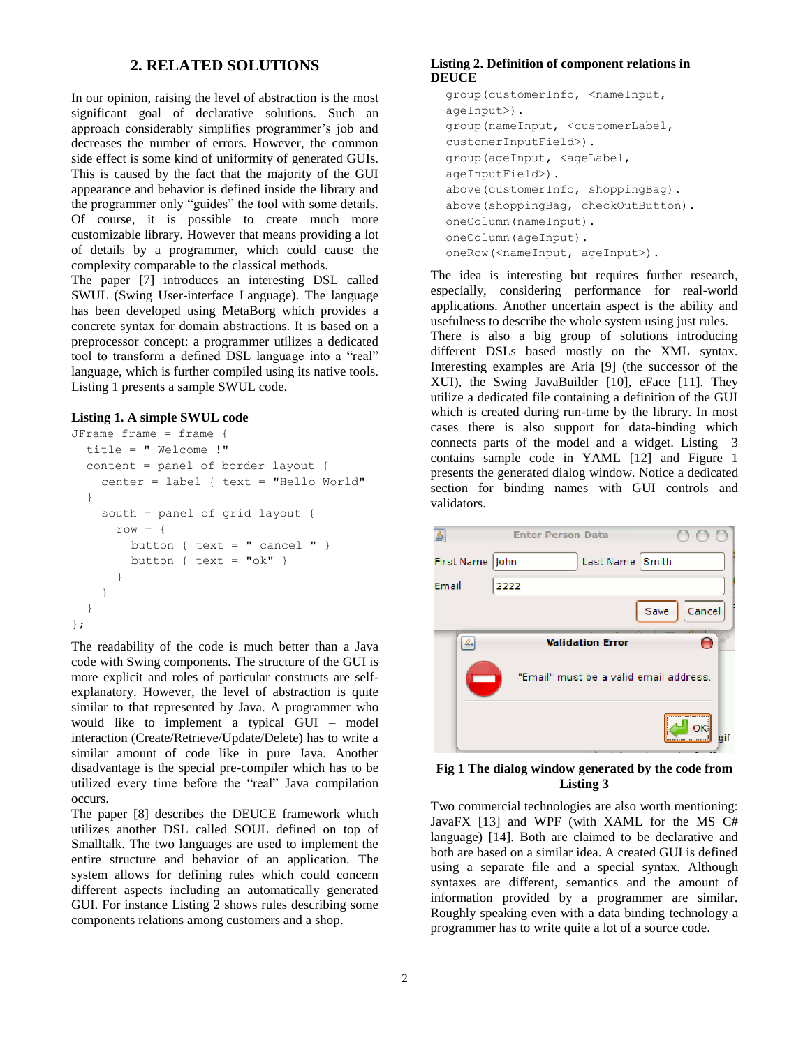## 2. RELATED SOLUTIONS

In our opinion, raising the level of abstraction is the most significant goal of declarative solutions. Such an approach considerably simplifies programmer's job and decreases the number of errors. However, the common side effect is some kind of uniformity of generated GUIs. This is caused by the fact that the majority of the GUI appearance and behavior is defined inside the library and the programmer only "guides" the tool with some details. Of course, it is possible to create much more customizable library. However that means providing a lot of details by a programmer, which could cause the complexity comparable to the classical methods.

The paper [7] introduces an interesting DSL called SWUL (Swing User-interface Language). The language has been developed using MetaBorg which provides a concrete syntax for domain abstractions. It is based on a preprocessor concept: a programmer utilizes a dedicated tool to transform a defined DSL language into a "real" language, which is further compiled using its native tools. Listing 1 presents a sample SWUL code.

**Listing 1. A simple SWUL code**

```
JFrame frame = frame {
  title = " Welcome !"
  content = panel of border layout {
    center = label { text = "Hello World"
  }
    south = panel of grid layout {
      row = {
        button { text = " cancel " }
        button { text = "ok" }
      }
    }
  }
};
```

The readability of the code is much better than a Java code with Swing components. The structure of the GUI is more explicit and roles of particular constructs are self-explanatory. However, the level of abstraction is quite similar to that represented by Java. A programmer who would like to implement a typical GUI – model interaction (Create/Retrieve/Update/Delete) has to write a similar amount of code like in pure Java. Another disadvantage is the special pre-compiler which has to be utilized every time before the "real" Java compilation occurs.

The paper [8] describes the DEUCE framework which utilizes another DSL called SOUL defined on top of Smalltalk. The two languages are used to implement the entire structure and behavior of an application. The system allows for defining rules which could concern different aspects including an automatically generated GUI. For instance Listing 2 shows rules describing some components relations among customers and a shop.

**Listing 2. Definition of component relations in DEUCE**

```
group(customerInfo, <nameInput,
ageInput>).
group(nameInput, <customerLabel,
customerInputField>).
group(ageInput, <ageLabel,
ageInputField>).
above(customerInfo, shoppingBag).
above(shoppingBag, checkOutButton).
oneColumn(nameInput).
oneColumn(ageInput).
oneRow(<nameInput, ageInput>).
```

The idea is interesting but requires further research, especially, considering performance for real-world applications. Another uncertain aspect is the ability and usefulness to describe the whole system using just rules.

There is also a big group of solutions introducing different DSLs based mostly on the XML syntax. Interesting examples are Aria [9] (the successor of the XUI), the Swing JavaBuilder [10], eFace [11]. They utilize a dedicated file containing a definition of the GUI which is created during run-time by the library. In most cases there is also support for data-binding which connects parts of the model and a widget. Listing 3 contains sample code in YAML [12] and Figure 1 presents the generated dialog window. Notice a dedicated section for binding names with GUI controls and validators.

**Fig 1 The dialog window generated by the code from Listing 3**

Two commercial technologies are also worth mentioning: JavaFX [13] and WPF (with XAML for the MS C# language) [14]. Both are claimed to be declarative and both are based on a similar idea. A created GUI is defined using a separate file and a special syntax. Although syntaxes are different, semantics and the amount of information provided by a programmer are similar. Roughly speaking even with a data binding technology a programmer has to write quite a lot of a source code.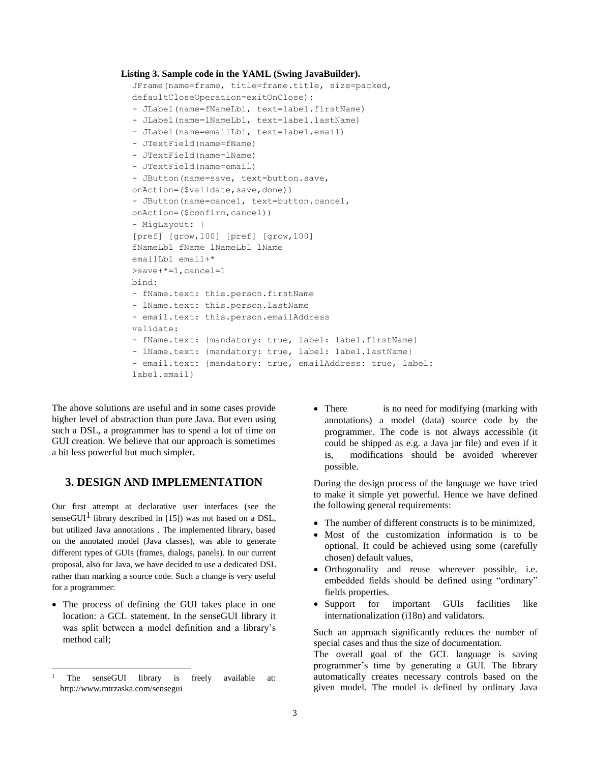**Listing 3. Sample code in the YAML (Swing JavaBuilder).**

```
JFrame(name=frame, title=frame.title, size=packed,
defaultCloseOperation=exitOnClose):
- JLabel(name=fNameLbl, text=label.firstName)
- JLabel(name=lNameLbl, text=label.lastName)
- JLabel(name=emailLbl, text=label.email)
- JTextField(name=fName)
- JTextField(name=lName)
- JTextField(name=email)
- JButton(name=save, text=button.save,
onAction=($validate,save,done))
- JButton(name=cancel, text=button.cancel,
onAction=($confirm,cancel))
- MigLayout: |
[pref] [grow,100] [pref] [grow,100]
fNameLbl fName lNameLbl lName
emailLbl email+*
>save+*=1,cancel=1
bind:
- fName.text: this.person.firstName
- lName.text: this.person.lastName
- email.text: this.person.emailAddress
validate:
- fName.text: {mandatory: true, label: label.firstName}
- lName.text: {mandatory: true, label: label.lastName}
- email.text: {mandatory: true, emailAddress: true, label:
label.email}
```

The above solutions are useful and in some cases provide higher level of abstraction than pure Java. But even using such a DSL, a programmer has to spend a lot of time on GUI creation. We believe that our approach is sometimes a bit less powerful but much simpler.

## 3. DESIGN AND IMPLEMENTATION

Our first attempt at declarative user interfaces (see the senseGUI[1] library described in [15]) was not based on a DSL, but utilized Java annotations . The implemented library, based on the annotated model (Java classes), was able to generate different types of GUIs (frames, dialogs, panels). In our current proposal, also for Java, we have decided to use a dedicated DSL rather than marking a source code. Such a change is very useful for a programmer:

- The process of defining the GUI takes place in one location: a GCL statement. In the senseGUI library it was split between a model definition and a library's method call;
- There is no need for modifying (marking with annotations) a model (data) source code by the programmer. The code is not always accessible (it could be shipped as e.g. a Java jar file) and even if it is, modifications should be avoided wherever possible.

During the design process of the language we have tried to make it simple yet powerful. Hence we have defined the following general requirements:

- The number of different constructs is to be minimized,
- Most of the customization information is to be optional. It could be achieved using some (carefully chosen) default values,
- Orthogonality and reuse wherever possible, i.e. embedded fields should be defined using "ordinary" fields properties.
- Support for important GUIs facilities like internationalization (i18n) and validators.

Such an approach significantly reduces the number of special cases and thus the size of documentation.
The overall goal of the GCL language is saving programmer's time by generating a GUI. The library automatically creates necessary controls based on the given model. The model is defined by ordinary Java

[1] The senseGUI library is freely available at: http://www.mtrzaska.com/sensegui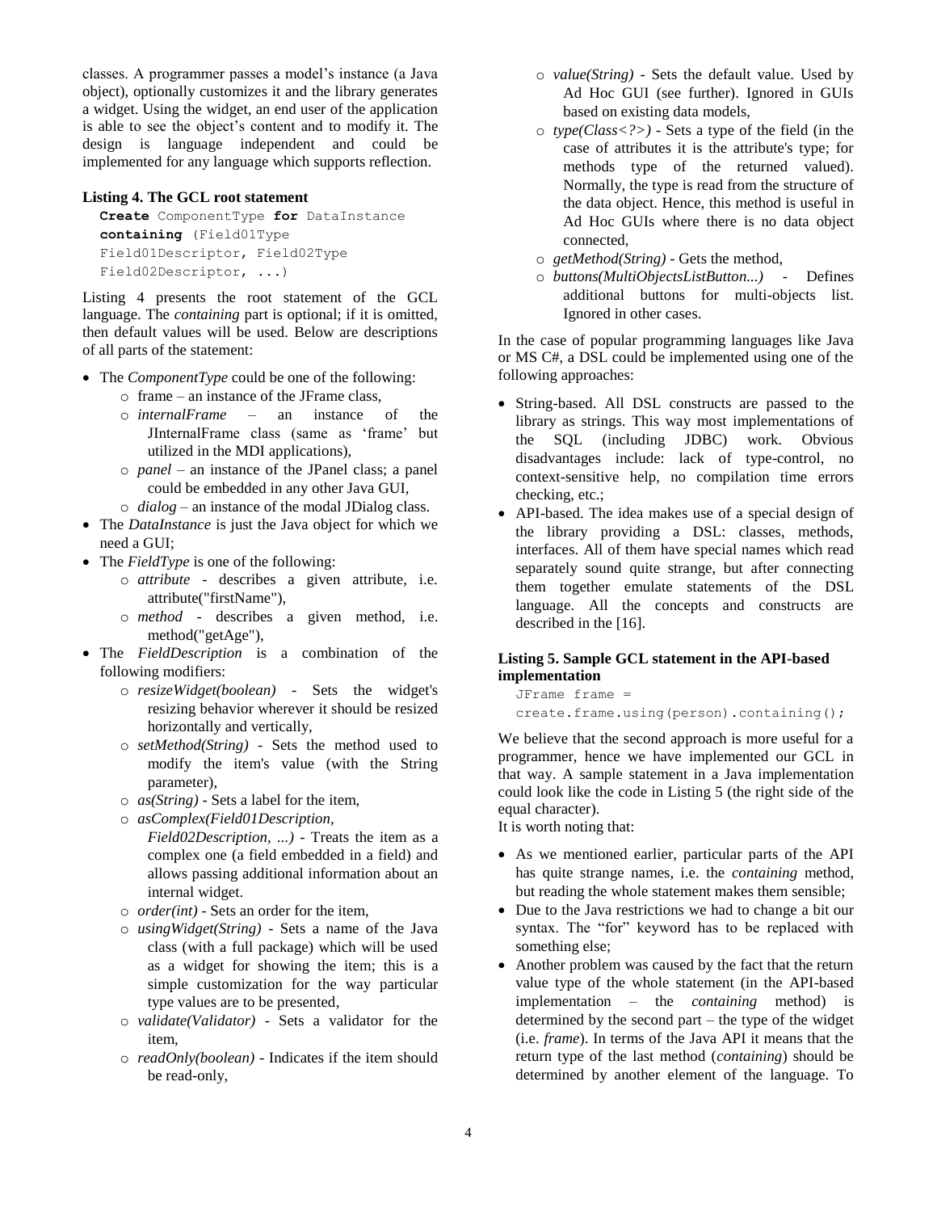classes. A programmer passes a model's instance (a Java object), optionally customizes it and the library generates a widget. Using the widget, an end user of the application is able to see the object's content and to modify it. The design is language independent and could be implemented for any language which supports reflection.

**Listing 4. The GCL root statement**

```
Create ComponentType for DataInstance
containing (Field01Type
Field01Descriptor, Field02Type
Field02Descriptor, ...)
```

Listing 4 presents the root statement of the GCL language. The *containing* part is optional; if it is omitted, then default values will be used. Below are descriptions of all parts of the statement:

- The *ComponentType* could be one of the following:
  - frame – an instance of the JFrame class,
  - *internalFrame* – an instance of the JInternalFrame class (same as 'frame' but utilized in the MDI applications),
  - *panel* – an instance of the JPanel class; a panel could be embedded in any other Java GUI,
  - *dialog* – an instance of the modal JDialog class.
- The *DataInstance* is just the Java object for which we need a GUI;
- The *FieldType* is one of the following:
  - *attribute* - describes a given attribute, i.e. attribute("firstName"),
  - *method* - describes a given method, i.e. method("getAge"),
- The *FieldDescription* is a combination of the following modifiers:
  - *resizeWidget(boolean)* - Sets the widget's resizing behavior wherever it should be resized horizontally and vertically,
  - *setMethod(String)* - Sets the method used to modify the item's value (with the String parameter),
  - *as(String)* - Sets a label for the item,
  - *asComplex(Field01Description, Field02Description, ...)* - Treats the item as a complex one (a field embedded in a field) and allows passing additional information about an internal widget.
  - *order(int)* - Sets an order for the item,
  - *usingWidget(String)* - Sets a name of the Java class (with a full package) which will be used as a widget for showing the item; this is a simple customization for the way particular type values are to be presented,
  - *validate(Validator)* - Sets a validator for the item,
  - *readOnly(boolean)* - Indicates if the item should be read-only,
  - *value(String)* - Sets the default value. Used by Ad Hoc GUI (see further). Ignored in GUIs based on existing data models,
  - *type(Class<?>)* - Sets a type of the field (in the case of attributes it is the attribute's type; for methods type of the returned valued). Normally, the type is read from the structure of the data object. Hence, this method is useful in Ad Hoc GUIs where there is no data object connected,
  - *getMethod(String)* - Gets the method,
  - *buttons(MultiObjectsListButton...)* - Defines additional buttons for multi-objects list. Ignored in other cases.

In the case of popular programming languages like Java or MS C#, a DSL could be implemented using one of the following approaches:

- String-based. All DSL constructs are passed to the library as strings. This way most implementations of the SQL (including JDBC) work. Obvious disadvantages include: lack of type-control, no context-sensitive help, no compilation time errors checking, etc.;
- API-based. The idea makes use of a special design of the library providing a DSL: classes, methods, interfaces. All of them have special names which read separately sound quite strange, but after connecting them together emulate statements of the DSL language. All the concepts and constructs are described in the [16].

**Listing 5. Sample GCL statement in the API-based implementation**

```
JFrame frame =
create.frame.using(person).containing();
```

We believe that the second approach is more useful for a programmer, hence we have implemented our GCL in that way. A sample statement in a Java implementation could look like the code in Listing 5 (the right side of the equal character).
It is worth noting that:

- As we mentioned earlier, particular parts of the API has quite strange names, i.e. the *containing* method, but reading the whole statement makes them sensible;
- Due to the Java restrictions we had to change a bit our syntax. The "for" keyword has to be replaced with something else;
- Another problem was caused by the fact that the return value type of the whole statement (in the API-based implementation – the *containing* method) is determined by the second part – the type of the widget (i.e. *frame*). In terms of the Java API it means that the return type of the last method (*containing*) should be determined by another element of the language. To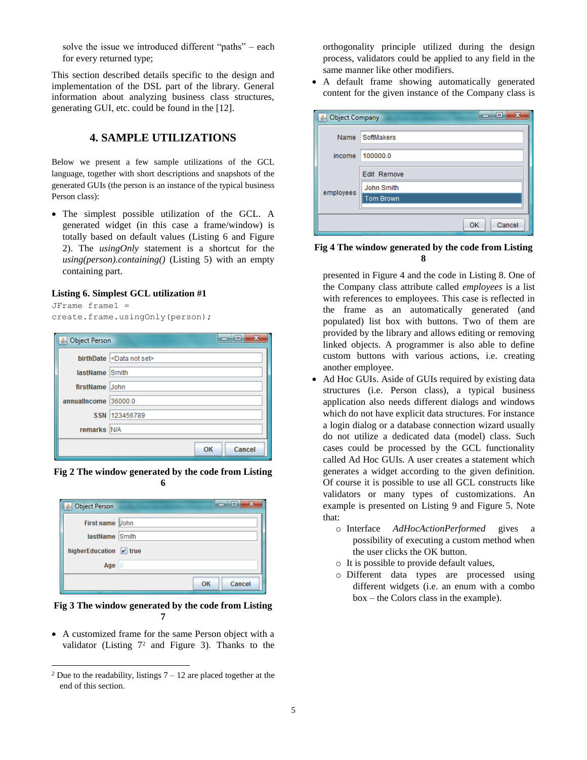solve the issue we introduced different "paths" – each for every returned type;

This section described details specific to the design and implementation of the DSL part of the library. General information about analyzing business class structures, generating GUI, etc. could be found in the [12].

## 4. SAMPLE UTILIZATIONS

Below we present a few sample utilizations of the GCL language, together with short descriptions and snapshots of the generated GUIs (the person is an instance of the typical business Person class):

- The simplest possible utilization of the GCL. A generated widget (in this case a frame/window) is totally based on default values (Listing 6 and Figure 2). The *usingOnly* statement is a shortcut for the *using(person).containing()* (Listing 5) with an empty containing part.

**Listing 6. Simplest GCL utilization #1**

```
JFrame frame1 =
create.frame.usingOnly(person);
```

**Fig 2 The window generated by the code from Listing 6**

**Fig 3 The window generated by the code from Listing 7**

- A customized frame for the same Person object with a validator (Listing 7[2] and Figure 3). Thanks to the orthogonality principle utilized during the design process, validators could be applied to any field in the same manner like other modifiers.
- A default frame showing automatically generated content for the given instance of the Company class is

**Fig 4 The window generated by the code from Listing 8**

presented in Figure 4 and the code in Listing 8. One of the Company class attribute called *employees* is a list with references to employees. This case is reflected in the frame as an automatically generated (and populated) list box with buttons. Two of them are provided by the library and allows editing or removing linked objects. A programmer is also able to define custom buttons with various actions, i.e. creating another employee.
- Ad Hoc GUIs. Aside of GUIs required by existing data structures (i.e. Person class), a typical business application also needs different dialogs and windows which do not have explicit data structures. For instance a login dialog or a database connection wizard usually do not utilize a dedicated data (model) class. Such cases could be processed by the GCL functionality called Ad Hoc GUIs. A user creates a statement which generates a widget according to the given definition. Of course it is possible to use all GCL constructs like validators or many types of customizations. An example is presented on Listing 9 and Figure 5. Note that:
  - Interface *AdHocActionPerformed* gives a possibility of executing a custom method when the user clicks the OK button.
  - It is possible to provide default values,
  - Different data types are processed using different widgets (i.e. an enum with a combo box – the Colors class in the example).

[2] Due to the readability, listings 7 – 12 are placed together at the end of this section.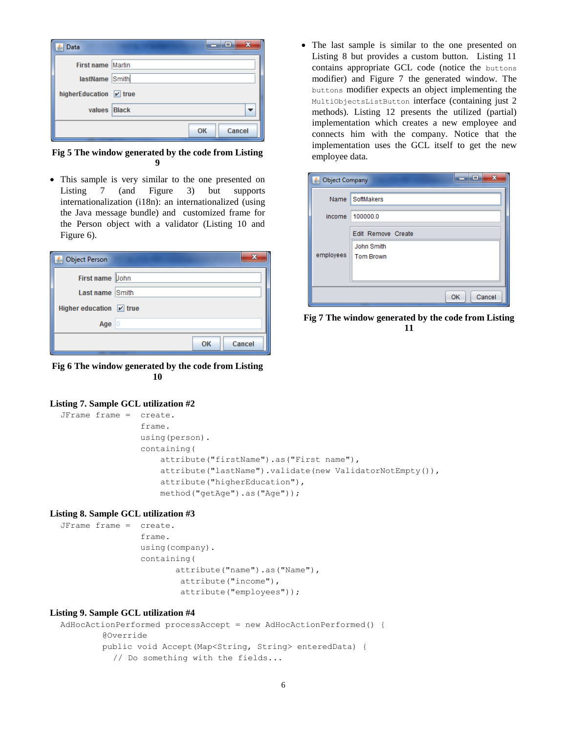Fig 5 The window generated by the code from Listing 9

- This sample is very similar to the one presented on Listing 7 (and Figure 3) but supports internationalization (i18n): an internationalized (using the Java message bundle) and customized frame for the Person object with a validator (Listing 10 and Figure 6).

Fig 6 The window generated by the code from Listing 10

- The last sample is similar to the one presented on Listing 8 but provides a custom button. Listing 11 contains appropriate GCL code (notice the `buttons` modifier) and Figure 7 the generated window. The `buttons` modifier expects an object implementing the `MultiObjectsListButton` interface (containing just 2 methods). Listing 12 presents the utilized (partial) implementation which creates a new employee and connects him with the company. Notice that the implementation uses the GCL itself to get the new employee data.

Fig 7 The window generated by the code from Listing 11

**Listing 7. Sample GCL utilization #2**

```
JFrame frame =  create.
                frame.
                using(person).
                containing(
                    attribute("firstName").as("First name"),
                    attribute("lastName").validate(new ValidatorNotEmpty()),
                    attribute("higherEducation"),
                    method("getAge").as("Age"));
```

**Listing 8. Sample GCL utilization #3**

```
JFrame frame =  create.
                frame.
                using(company).
                containing(
                       attribute("name").as("Name"),
                        attribute("income"),
                        attribute("employees"));
```

**Listing 9. Sample GCL utilization #4**

```
AdHocActionPerformed processAccept = new AdHocActionPerformed() {
        @Override
        public void Accept(Map<String, String> enteredData) {
          // Do something with the fields...
```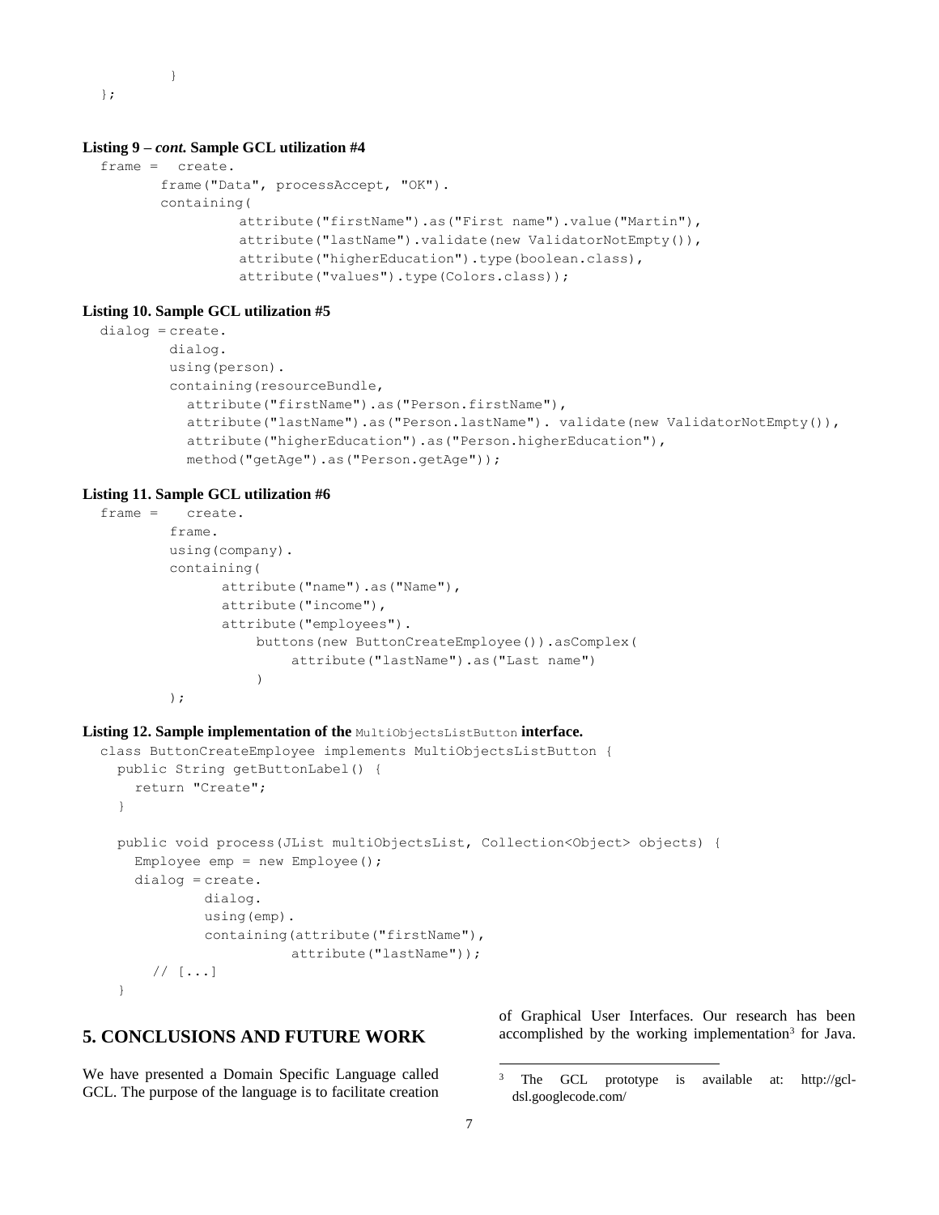```
        }
};
```

**Listing 9 – *cont.* Sample GCL utilization #4**

```
frame =  create.
       frame("Data", processAccept, "OK").
       containing(
               attribute("firstName").as("First name").value("Martin"),
               attribute("lastName").validate(new ValidatorNotEmpty()),
               attribute("higherEducation").type(boolean.class),
               attribute("values").type(Colors.class));
```

**Listing 10. Sample GCL utilization #5**

```
dialog = create.
        dialog.
        using(person).
        containing(resourceBundle,
          attribute("firstName").as("Person.firstName"),
          attribute("lastName").as("Person.lastName"). validate(new ValidatorNotEmpty()),
          attribute("higherEducation").as("Person.higherEducation"),
          method("getAge").as("Person.getAge"));
```

**Listing 11. Sample GCL utilization #6**

```
frame =   create.
        frame.
        using(company).
        containing(
              attribute("name").as("Name"),
              attribute("income"),
              attribute("employees").
                  buttons(new ButtonCreateEmployee()).asComplex(
                      attribute("lastName").as("Last name")
                  )
        );
```

**Listing 12. Sample implementation of the `MultiObjectsListButton` interface.**

```
class ButtonCreateEmployee implements MultiObjectsListButton {
  public String getButtonLabel() {
    return "Create";
  }

  public void process(JList multiObjectsList, Collection<Object> objects) {
    Employee emp = new Employee();
    dialog = create.
            dialog.
            using(emp).
            containing(attribute("firstName"),
                      attribute("lastName"));
      // [...]
  }
```

## 5. CONCLUSIONS AND FUTURE WORK

We have presented a Domain Specific Language called GCL. The purpose of the language is to facilitate creation of Graphical User Interfaces. Our research has been accomplished by the working implementation[3] for Java.

[3] The GCL prototype is available at: http://gcl-dsl.googlecode.com/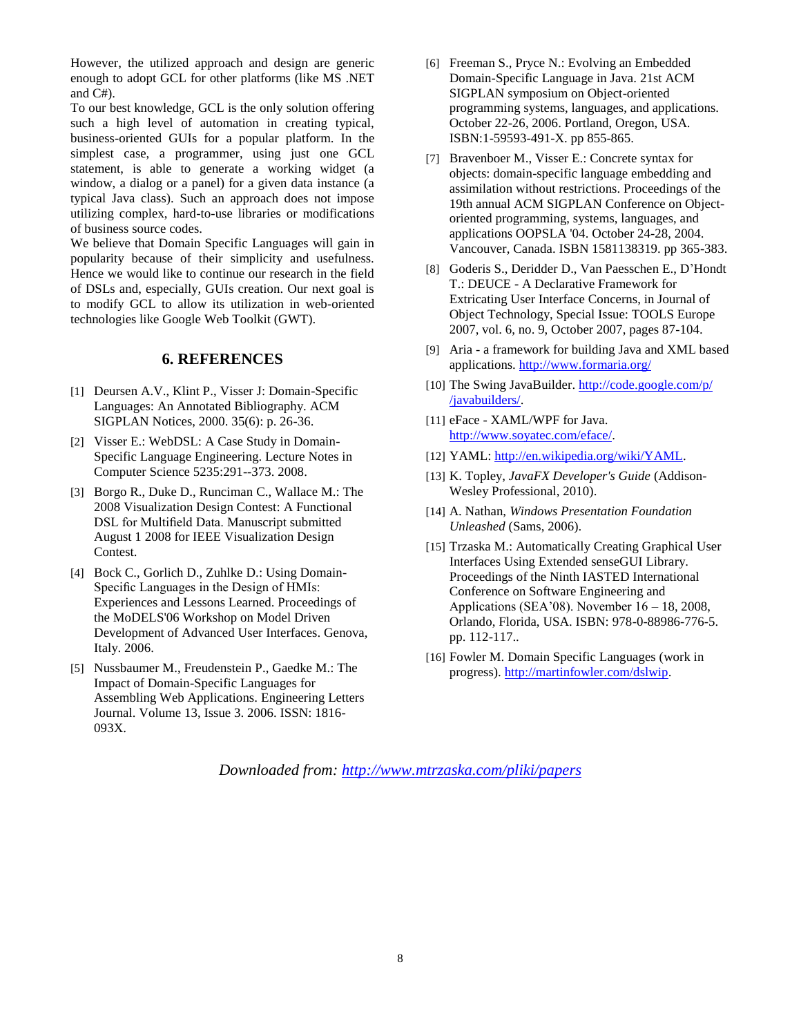However, the utilized approach and design are generic enough to adopt GCL for other platforms (like MS .NET and C#).

To our best knowledge, GCL is the only solution offering such a high level of automation in creating typical, business-oriented GUIs for a popular platform. In the simplest case, a programmer, using just one GCL statement, is able to generate a working widget (a window, a dialog or a panel) for a given data instance (a typical Java class). Such an approach does not impose utilizing complex, hard-to-use libraries or modifications of business source codes.

We believe that Domain Specific Languages will gain in popularity because of their simplicity and usefulness. Hence we would like to continue our research in the field of DSLs and, especially, GUIs creation. Our next goal is to modify GCL to allow its utilization in web-oriented technologies like Google Web Toolkit (GWT).

## 6. REFERENCES

[1] Deursen A.V., Klint P., Visser J: Domain-Specific Languages: An Annotated Bibliography. ACM SIGPLAN Notices, 2000. 35(6): p. 26-36.

[2] Visser E.: WebDSL: A Case Study in Domain-Specific Language Engineering. Lecture Notes in Computer Science 5235:291--373. 2008.

[3] Borgo R., Duke D., Runciman C., Wallace M.: The 2008 Visualization Design Contest: A Functional DSL for Multifield Data. Manuscript submitted August 1 2008 for IEEE Visualization Design Contest.

[4] Bock C., Gorlich D., Zuhlke D.: Using Domain-Specific Languages in the Design of HMIs: Experiences and Lessons Learned. Proceedings of the MoDELS'06 Workshop on Model Driven Development of Advanced User Interfaces. Genova, Italy. 2006.

[5] Nussbaumer M., Freudenstein P., Gaedke M.: The Impact of Domain-Specific Languages for Assembling Web Applications. Engineering Letters Journal. Volume 13, Issue 3. 2006. ISSN: 1816-093X.

[6] Freeman S., Pryce N.: Evolving an Embedded Domain-Specific Language in Java. 21st ACM SIGPLAN symposium on Object-oriented programming systems, languages, and applications. October 22-26, 2006. Portland, Oregon, USA. ISBN:1-59593-491-X. pp 855-865.

[7] Bravenboer M., Visser E.: Concrete syntax for objects: domain-specific language embedding and assimilation without restrictions. Proceedings of the 19th annual ACM SIGPLAN Conference on Object-oriented programming, systems, languages, and applications OOPSLA '04. October 24-28, 2004. Vancouver, Canada. ISBN 1581138319. pp 365-383.

[8] Goderis S., Deridder D., Van Paesschen E., D'Hondt T.: DEUCE - A Declarative Framework for Extricating User Interface Concerns, in Journal of Object Technology, Special Issue: TOOLS Europe 2007, vol. 6, no. 9, October 2007, pages 87-104.

[9] Aria - a framework for building Java and XML based applications. http://www.formaria.org/

[10] The Swing JavaBuilder. http://code.google.com/p/ /javabuilders/.

[11] eFace - XAML/WPF for Java. http://www.soyatec.com/eface/.

[12] YAML: http://en.wikipedia.org/wiki/YAML.

[13] K. Topley, *JavaFX Developer's Guide* (Addison-Wesley Professional, 2010).

[14] A. Nathan, *Windows Presentation Foundation Unleashed* (Sams, 2006).

[15] Trzaska M.: Automatically Creating Graphical User Interfaces Using Extended senseGUI Library. Proceedings of the Ninth IASTED International Conference on Software Engineering and Applications (SEA'08). November 16 – 18, 2008, Orlando, Florida, USA. ISBN: 978-0-88986-776-5. pp. 112-117..

[16] Fowler M. Domain Specific Languages (work in progress). http://martinfowler.com/dslwip.

*Downloaded from: http://www.mtrzaska.com/pliki/papers*